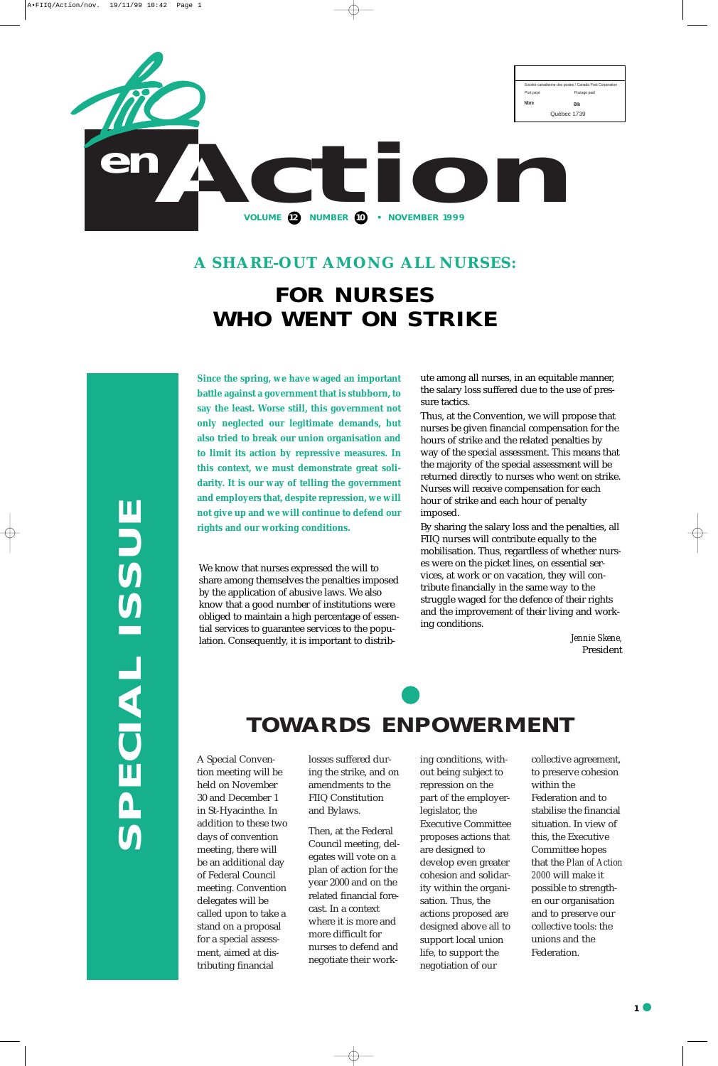# FIIQ en Action

**VOLUME 12 NUMBER 10 • NOVEMBER 1999**

Société canadienne des postes / Canada Post Corporation
Port payé Postage paid
Nbre Blk
Québec 1739

**SPECIAL ISSUE**

### A SHARE-OUT AMONG ALL NURSES:

## FOR NURSES WHO WENT ON STRIKE

**Since the spring, we have waged an important battle against a government that is stubborn, to say the least. Worse still, this government not only neglected our legitimate demands, but also tried to break our union organisation and to limit its action by repressive measures. In this context, we must demonstrate great solidarity. It is our way of telling the government and employers that, despite repression, we will not give up and we will continue to defend our rights and our working conditions.**

We know that nurses expressed the will to share among themselves the penalties imposed by the application of abusive laws. We also know that a good number of institutions were obliged to maintain a high percentage of essential services to guarantee services to the population. Consequently, it is important to distribute among all nurses, in an equitable manner, the salary loss suffered due to the use of pressure tactics.

Thus, at the Convention, we will propose that nurses be given financial compensation for the hours of strike and the related penalties by way of the special assessment. This means that the majority of the special assessment will be returned directly to nurses who went on strike. Nurses will receive compensation for each hour of strike and each hour of penalty imposed.

By sharing the salary loss and the penalties, all FIIQ nurses will contribute equally to the mobilisation. Thus, regardless of whether nurses were on the picket lines, on essential services, at work or on vacation, they will contribute financially in the same way to the struggle waged for the defence of their rights and the improvement of their living and working conditions.

*Jennie Skene,*
President

## TOWARDS ENPOWERMENT

A Special Convention meeting will be held on November 30 and December 1 in St-Hyacinthe. In addition to these two days of convention meeting, there will be an additional day of Federal Council meeting. Convention delegates will be called upon to take a stand on a proposal for a special assessment, aimed at distributing financial losses suffered during the strike, and on amendments to the FIIQ Constitution and Bylaws.

Then, at the Federal Council meeting, delegates will vote on a plan of action for the year 2000 and on the related financial forecast. In a context where it is more and more difficult for nurses to defend and negotiate their working conditions, without being subject to repression on the part of the employer-legislator, the Executive Committee proposes actions that are designed to develop even greater cohesion and solidarity within the organisation. Thus, the actions proposed are designed above all to support local union life, to support the negotiation of our collective agreement, to preserve cohesion within the Federation and to stabilise the financial situation. In view of this, the Executive Committee hopes that the *Plan of Action 2000* will make it possible to strengthen our organisation and to preserve our collective tools: the unions and the Federation.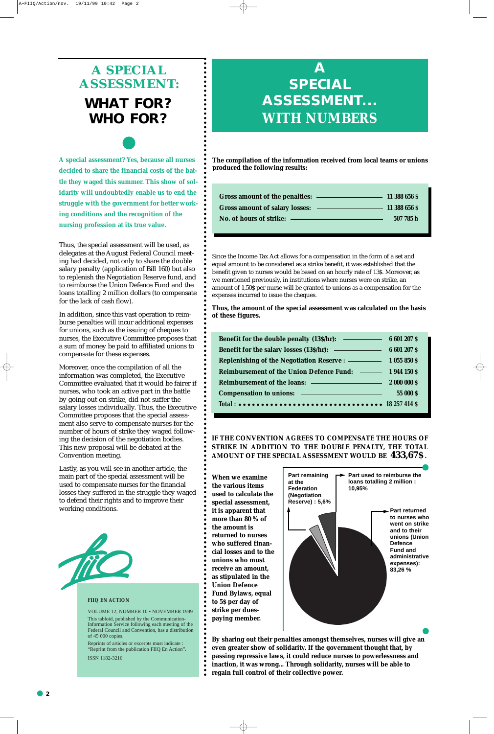# A SPECIAL ASSESSMENT: WHAT FOR? WHO FOR?

**A special assessment? Yes, because all nurses decided to share the financial costs of the battle they waged this summer. This show of solidarity will undoubtedly enable us to end the struggle with the government for better working conditions and the recognition of the nursing profession at its true value.**

Thus, the special assessment will be used, as delegates at the August Federal Council meeting had decided, not only to share the double salary penalty (application of Bill 160) but also to replenish the Negotiation Reserve fund, and to reimburse the Union Defence Fund and the loans totalling 2 million dollars (to compensate for the lack of cash flow).

In addition, since this vast operation to reimburse penalties will incur additional expenses for unions, such as the issuing of cheques to nurses, the Executive Committee proposes that a sum of money be paid to affiliated unions to compensate for these expenses.

Moreover, once the compilation of all the information was completed, the Executive Committee evaluated that it would be fairer if nurses, who took an active part in the battle by going out on strike, did not suffer the salary losses individually. Thus, the Executive Committee proposes that the special assessment also serve to compensate nurses for the number of hours of strike they waged following the decision of the negotiation bodies. This new proposal will be debated at the Convention meeting.

Lastly, as you will see in another article, the main part of the special assessment will be used to compensate nurses for the financial losses they suffered in the struggle they waged to defend their rights and to improve their working conditions.

**FIIQ EN ACTION**

VOLUME 12, NUMBER 10 • NOVEMBER 1999

This tabloid, published by the Communication-Information Service following each meeting of the Federal Council and Convention, has a distribution of 45 000 copies.

Reprints of articles or excerpts must indicate : "Reprint from the publication FIIQ En Action".

ISSN 1182-3216

# A SPECIAL ASSESSMENT... WITH NUMBERS

**The compilation of the information received from local teams or unions produced the following results:**

| | |
|---|---|
| Gross amount of the penalties: | 11 388 656 $ |
| Gross amount of salary losses: | 11 388 656 $ |
| No. of hours of strike: | 507 785 h |

Since the Income Tax Act allows for a compensation in the form of a set and equal amount to be considered as a strike benefit, it was established that the benefit given to nurses would be based on an hourly rate of 13$. Moreover, as we mentioned previously, in institutions where nurses were on strike, an amount of 1,50$ per nurse will be granted to unions as a compensation for the expenses incurred to issue the cheques.

**Thus, the amount of the special assessment was calculated on the basis of these figures.**

| | |
|---|---|
| Benefit for the double penalty (13$/hr): | 6 601 207 $ |
| Benefit for the salary losses (13$/hr): | 6 601 207 $ |
| Replenishing of the Negotiation Reserve : | 1 055 850 $ |
| Reimbursement of the Union Defence Fund: | 1 944 150 $ |
| Reimbursement of the loans: | 2 000 000 $ |
| Compensation to unions: | 55 000 $ |
| Total : | 18 257 414 $ |

**IF THE CONVENTION AGREES TO COMPENSATE THE HOURS OF STRIKE IN ADDITION TO THE DOUBLE PENALTY, THE TOTAL AMOUNT OF THE SPECIAL ASSESSMENT WOULD BE 433,67$.**

**When we examine the various items used to calculate the special assessment, it is apparent that more than 80 % of the amount is returned to nurses who suffered financial losses and to the unions who must receive an amount, as stipulated in the Union Defence Fund Bylaws, equal to 5$ per day of strike per dues-paying member.**

Part remaining at the Federation (Negotiation Reserve) : 5,6%

Part used to reimburse the loans totalling 2 million : 10,95%

Part returned to nurses who went on strike and to their unions (Union Defence Fund and administrative expenses): 83,26 %

**By sharing out their penalties amongst themselves, nurses will give an even greater show of solidarity. If the government thought that, by passing repressive laws, it could reduce nurses to powerlessness and inaction, it was wrong... Through solidarity, nurses will be able to regain full control of their collective power.**